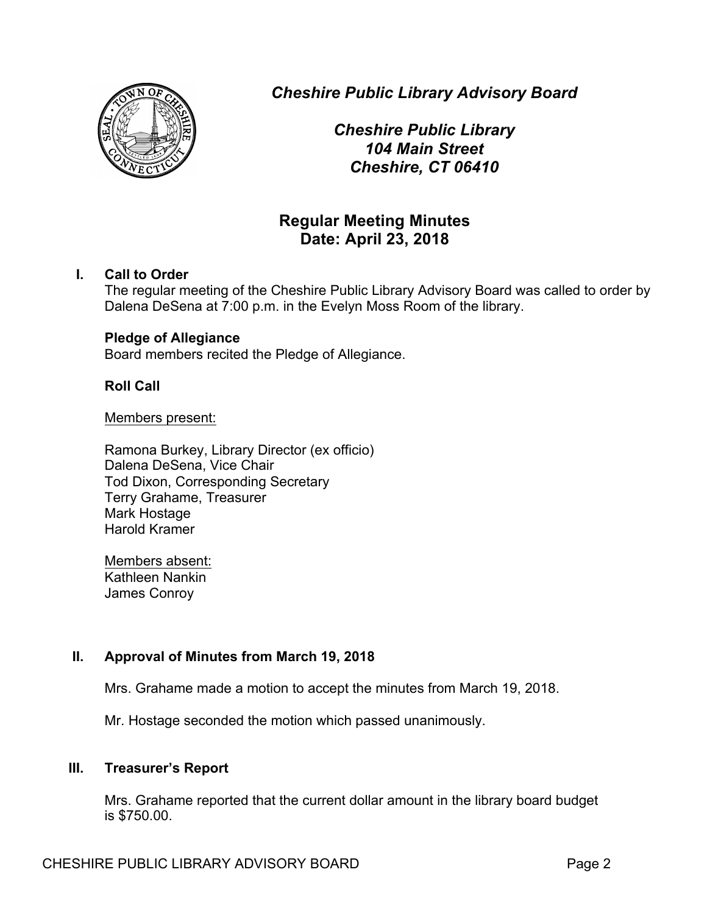*Cheshire Public Library Advisory Board*

*Cheshire Public Library*
*104 Main Street*
*Cheshire, CT 06410*

## Regular Meeting Minutes
## Date: April 23, 2018

### I. Call to Order

The regular meeting of the Cheshire Public Library Advisory Board was called to order by Dalena DeSena at 7:00 p.m. in the Evelyn Moss Room of the library.

**Pledge of Allegiance**

Board members recited the Pledge of Allegiance.

**Roll Call**

Members present:

Ramona Burkey, Library Director (ex officio)
Dalena DeSena, Vice Chair
Tod Dixon, Corresponding Secretary
Terry Grahame, Treasurer
Mark Hostage
Harold Kramer

Members absent:
Kathleen Nankin
James Conroy

### II. Approval of Minutes from March 19, 2018

Mrs. Grahame made a motion to accept the minutes from March 19, 2018.

Mr. Hostage seconded the motion which passed unanimously.

### III. Treasurer's Report

Mrs. Grahame reported that the current dollar amount in the library board budget is $750.00.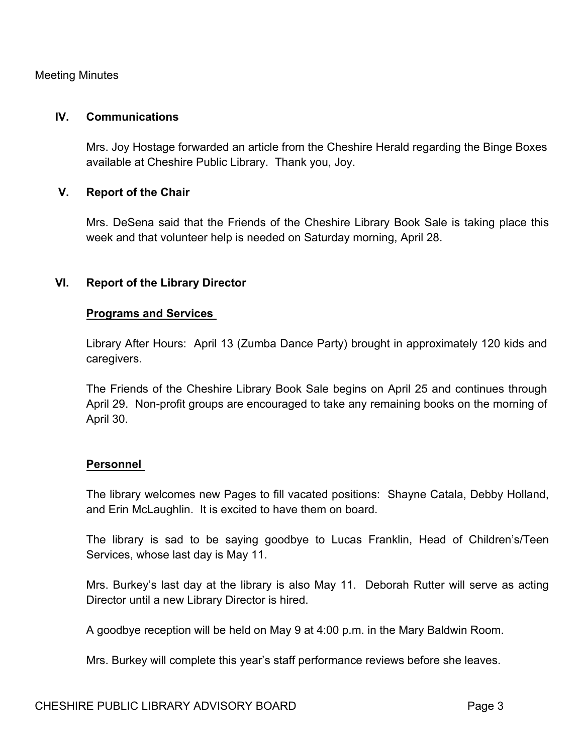Meeting Minutes

## IV. Communications

Mrs. Joy Hostage forwarded an article from the Cheshire Herald regarding the Binge Boxes available at Cheshire Public Library. Thank you, Joy.

## V. Report of the Chair

Mrs. DeSena said that the Friends of the Cheshire Library Book Sale is taking place this week and that volunteer help is needed on Saturday morning, April 28.

## VI. Report of the Library Director

### Programs and Services

Library After Hours: April 13 (Zumba Dance Party) brought in approximately 120 kids and caregivers.

The Friends of the Cheshire Library Book Sale begins on April 25 and continues through April 29. Non-profit groups are encouraged to take any remaining books on the morning of April 30.

### Personnel

The library welcomes new Pages to fill vacated positions: Shayne Catala, Debby Holland, and Erin McLaughlin. It is excited to have them on board.

The library is sad to be saying goodbye to Lucas Franklin, Head of Children's/Teen Services, whose last day is May 11.

Mrs. Burkey's last day at the library is also May 11. Deborah Rutter will serve as acting Director until a new Library Director is hired.

A goodbye reception will be held on May 9 at 4:00 p.m. in the Mary Baldwin Room.

Mrs. Burkey will complete this year's staff performance reviews before she leaves.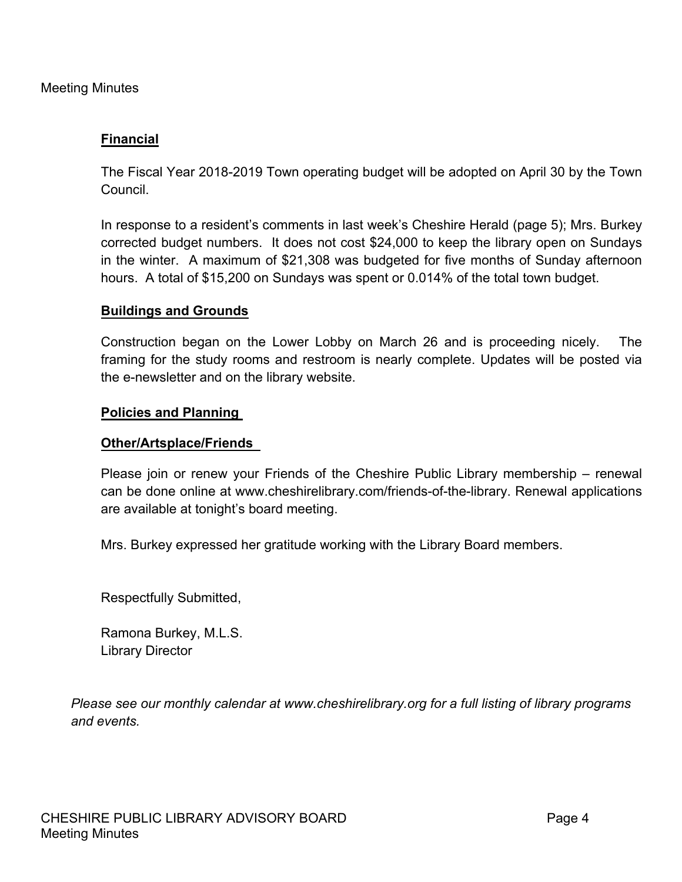### Financial

The Fiscal Year 2018-2019 Town operating budget will be adopted on April 30 by the Town Council.

In response to a resident's comments in last week's Cheshire Herald (page 5); Mrs. Burkey corrected budget numbers. It does not cost $24,000 to keep the library open on Sundays in the winter. A maximum of $21,308 was budgeted for five months of Sunday afternoon hours. A total of $15,200 on Sundays was spent or 0.014% of the total town budget.

### Buildings and Grounds

Construction began on the Lower Lobby on March 26 and is proceeding nicely. The framing for the study rooms and restroom is nearly complete. Updates will be posted via the e-newsletter and on the library website.

### Policies and Planning

### Other/Artsplace/Friends

Please join or renew your Friends of the Cheshire Public Library membership – renewal can be done online at www.cheshirelibrary.com/friends-of-the-library. Renewal applications are available at tonight's board meeting.

Mrs. Burkey expressed her gratitude working with the Library Board members.

Respectfully Submitted,

Ramona Burkey, M.L.S.
Library Director

*Please see our monthly calendar at www.cheshirelibrary.org for a full listing of library programs and events.*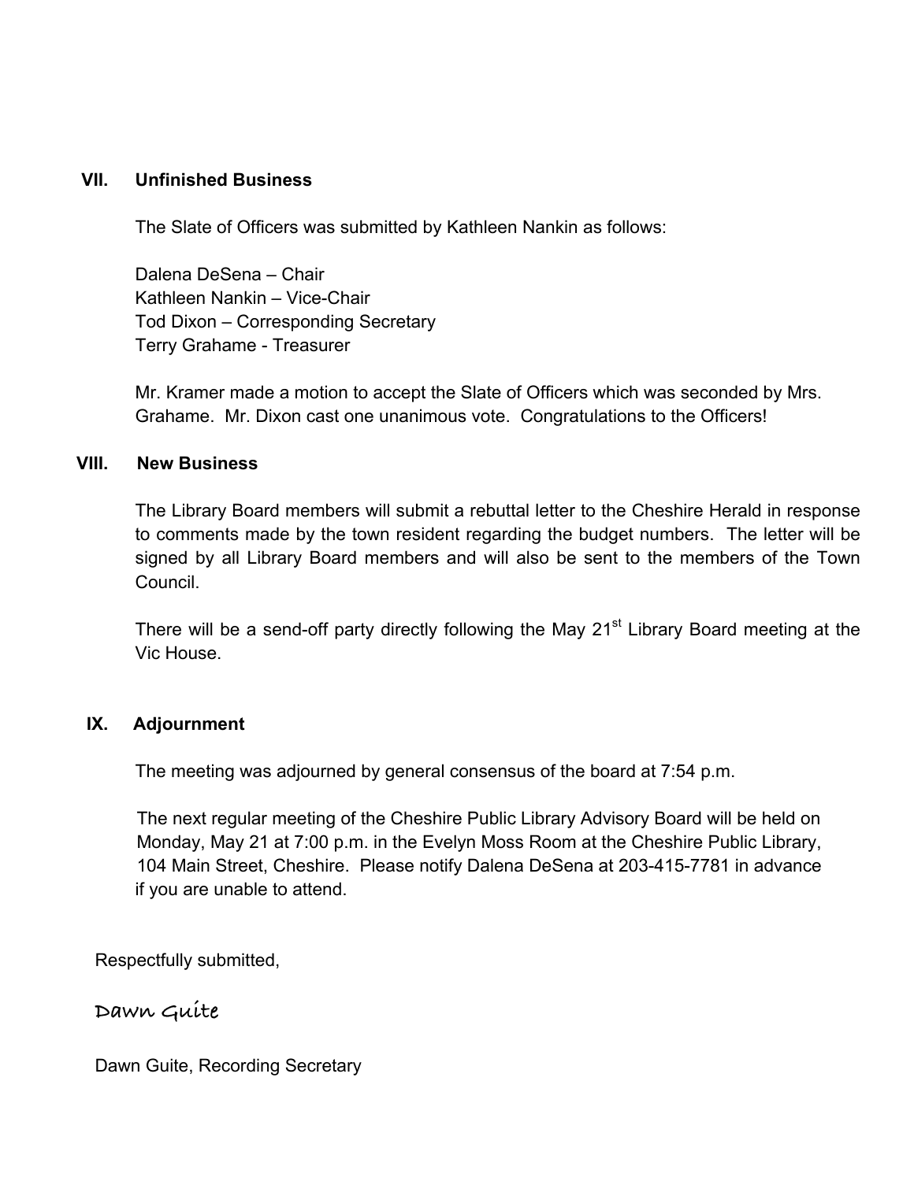## VII. Unfinished Business

The Slate of Officers was submitted by Kathleen Nankin as follows:

Dalena DeSena – Chair
Kathleen Nankin – Vice-Chair
Tod Dixon – Corresponding Secretary
Terry Grahame - Treasurer

Mr. Kramer made a motion to accept the Slate of Officers which was seconded by Mrs. Grahame. Mr. Dixon cast one unanimous vote. Congratulations to the Officers!

## VIII. New Business

The Library Board members will submit a rebuttal letter to the Cheshire Herald in response to comments made by the town resident regarding the budget numbers. The letter will be signed by all Library Board members and will also be sent to the members of the Town Council.

There will be a send-off party directly following the May 21st Library Board meeting at the Vic House.

## IX. Adjournment

The meeting was adjourned by general consensus of the board at 7:54 p.m.

The next regular meeting of the Cheshire Public Library Advisory Board will be held on Monday, May 21 at 7:00 p.m. in the Evelyn Moss Room at the Cheshire Public Library, 104 Main Street, Cheshire. Please notify Dalena DeSena at 203-415-7781 in advance if you are unable to attend.

Respectfully submitted,

*Dawn Guite*

Dawn Guite, Recording Secretary